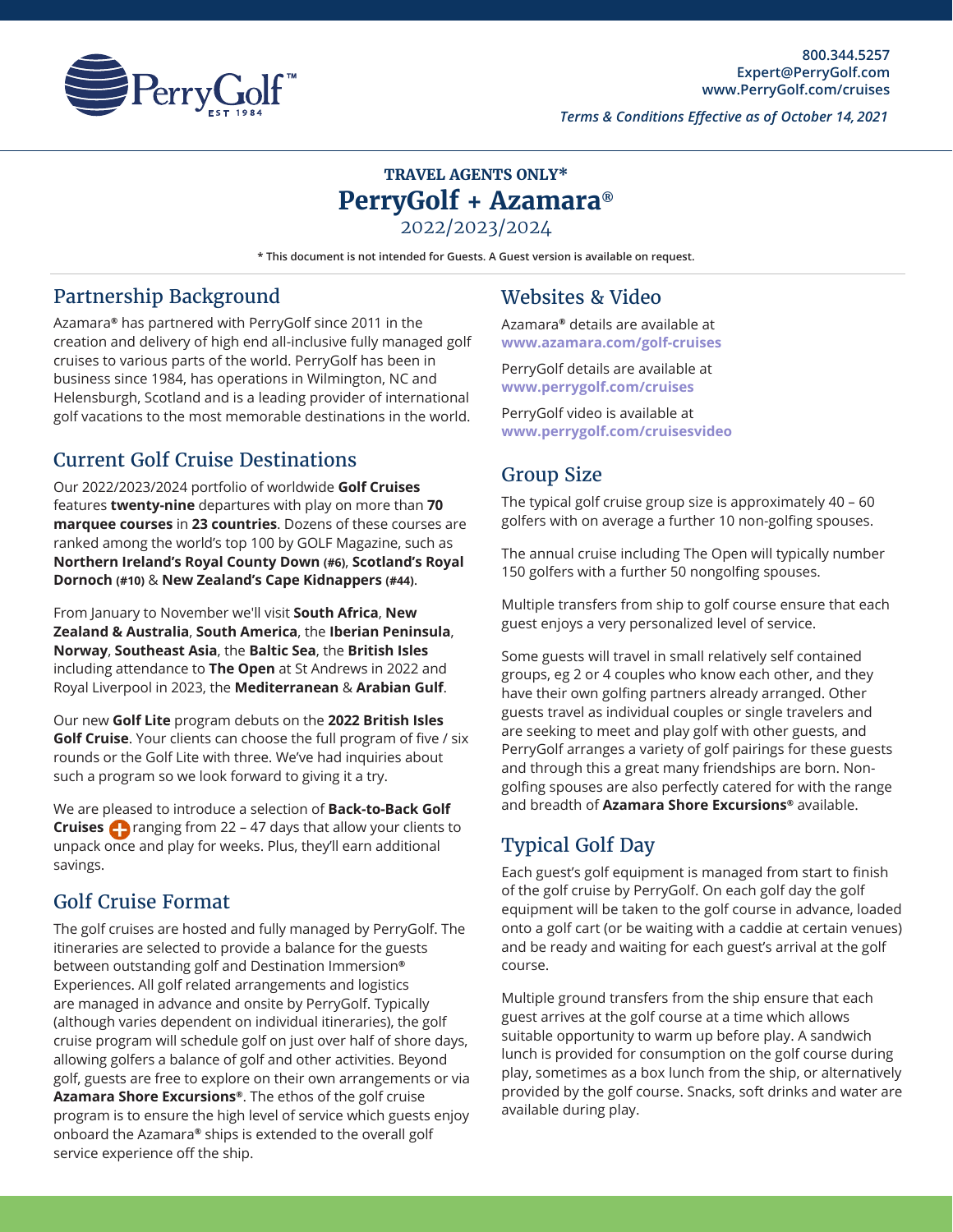800.344.5257
Expert@PerryGolf.com
www.PerryGolf.com/cruises

*Terms & Conditions Effective as of October 14, 2021*

**TRAVEL AGENTS ONLY***

# PerryGolf + Azamara®

2022/2023/2024

* This document is not intended for Guests. A Guest version is available on request.

## Partnership Background

Azamara® has partnered with PerryGolf since 2011 in the creation and delivery of high end all-inclusive fully managed golf cruises to various parts of the world. PerryGolf has been in business since 1984, has operations in Wilmington, NC and Helensburgh, Scotland and is a leading provider of international golf vacations to the most memorable destinations in the world.

## Current Golf Cruise Destinations

Our 2022/2023/2024 portfolio of worldwide **Golf Cruises** features **twenty-nine** departures with play on more than **70 marquee courses** in **23 countries**. Dozens of these courses are ranked among the world's top 100 by GOLF Magazine, such as **Northern Ireland's Royal County Down (#6)**, **Scotland's Royal Dornoch (#10)** & **New Zealand's Cape Kidnappers (#44)**.

From January to November we'll visit **South Africa**, **New Zealand & Australia**, **South America**, the **Iberian Peninsula**, **Norway**, **Southeast Asia**, the **Baltic Sea**, the **British Isles** including attendance to **The Open** at St Andrews in 2022 and Royal Liverpool in 2023, the **Mediterranean** & **Arabian Gulf**.

Our new **Golf Lite** program debuts on the **2022 British Isles Golf Cruise**. Your clients can choose the full program of five / six rounds or the Golf Lite with three. We've had inquiries about such a program so we look forward to giving it a try.

We are pleased to introduce a selection of **Back-to-Back Golf Cruises** ranging from 22 – 47 days that allow your clients to unpack once and play for weeks. Plus, they'll earn additional savings.

## Golf Cruise Format

The golf cruises are hosted and fully managed by PerryGolf. The itineraries are selected to provide a balance for the guests between outstanding golf and Destination Immersion® Experiences. All golf related arrangements and logistics are managed in advance and onsite by PerryGolf. Typically (although varies dependent on individual itineraries), the golf cruise program will schedule golf on just over half of shore days, allowing golfers a balance of golf and other activities. Beyond golf, guests are free to explore on their own arrangements or via **Azamara Shore Excursions®**. The ethos of the golf cruise program is to ensure the high level of service which guests enjoy onboard the Azamara® ships is extended to the overall golf service experience off the ship.

## Websites & Video

Azamara® details are available at
**www.azamara.com/golf-cruises**

PerryGolf details are available at
**www.perrygolf.com/cruises**

PerryGolf video is available at
**www.perrygolf.com/cruisesvideo**

## Group Size

The typical golf cruise group size is approximately 40 – 60 golfers with on average a further 10 non-golfing spouses.

The annual cruise including The Open will typically number 150 golfers with a further 50 nongolfing spouses.

Multiple transfers from ship to golf course ensure that each guest enjoys a very personalized level of service.

Some guests will travel in small relatively self contained groups, eg 2 or 4 couples who know each other, and they have their own golfing partners already arranged. Other guests travel as individual couples or single travelers and are seeking to meet and play golf with other guests, and PerryGolf arranges a variety of golf pairings for these guests and through this a great many friendships are born. Non-golfing spouses are also perfectly catered for with the range and breadth of **Azamara Shore Excursions®** available.

## Typical Golf Day

Each guest's golf equipment is managed from start to finish of the golf cruise by PerryGolf. On each golf day the golf equipment will be taken to the golf course in advance, loaded onto a golf cart (or be waiting with a caddie at certain venues) and be ready and waiting for each guest's arrival at the golf course.

Multiple ground transfers from the ship ensure that each guest arrives at the golf course at a time which allows suitable opportunity to warm up before play. A sandwich lunch is provided for consumption on the golf course during play, sometimes as a box lunch from the ship, or alternatively provided by the golf course. Snacks, soft drinks and water are available during play.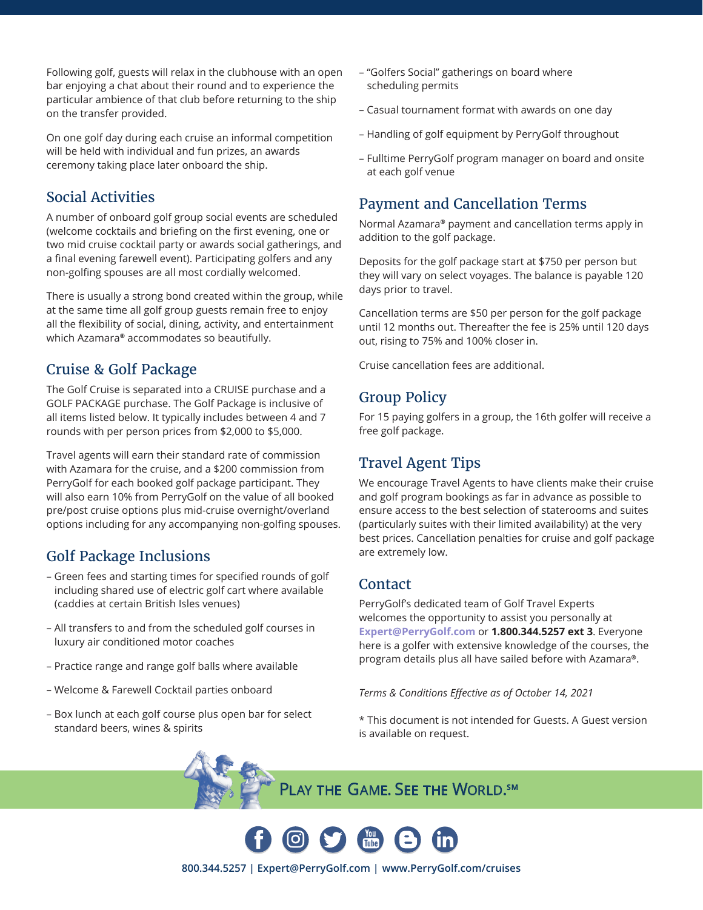Following golf, guests will relax in the clubhouse with an open bar enjoying a chat about their round and to experience the particular ambience of that club before returning to the ship on the transfer provided.

On one golf day during each cruise an informal competition will be held with individual and fun prizes, an awards ceremony taking place later onboard the ship.

## Social Activities

A number of onboard golf group social events are scheduled (welcome cocktails and briefing on the first evening, one or two mid cruise cocktail party or awards social gatherings, and a final evening farewell event). Participating golfers and any non-golfing spouses are all most cordially welcomed.

There is usually a strong bond created within the group, while at the same time all golf group guests remain free to enjoy all the flexibility of social, dining, activity, and entertainment which Azamara® accommodates so beautifully.

## Cruise & Golf Package

The Golf Cruise is separated into a CRUISE purchase and a GOLF PACKAGE purchase. The Golf Package is inclusive of all items listed below. It typically includes between 4 and 7 rounds with per person prices from $2,000 to $5,000.

Travel agents will earn their standard rate of commission with Azamara for the cruise, and a $200 commission from PerryGolf for each booked golf package participant. They will also earn 10% from PerryGolf on the value of all booked pre/post cruise options plus mid-cruise overnight/overland options including for any accompanying non-golfing spouses.

## Golf Package Inclusions

- Green fees and starting times for specified rounds of golf including shared use of electric golf cart where available (caddies at certain British Isles venues)
- All transfers to and from the scheduled golf courses in luxury air conditioned motor coaches
- Practice range and range golf balls where available
- Welcome & Farewell Cocktail parties onboard
- Box lunch at each golf course plus open bar for select standard beers, wines & spirits
- "Golfers Social" gatherings on board where scheduling permits
- Casual tournament format with awards on one day
- Handling of golf equipment by PerryGolf throughout
- Fulltime PerryGolf program manager on board and onsite at each golf venue

## Payment and Cancellation Terms

Normal Azamara® payment and cancellation terms apply in addition to the golf package.

Deposits for the golf package start at $750 per person but they will vary on select voyages. The balance is payable 120 days prior to travel.

Cancellation terms are $50 per person for the golf package until 12 months out. Thereafter the fee is 25% until 120 days out, rising to 75% and 100% closer in.

Cruise cancellation fees are additional.

## Group Policy

For 15 paying golfers in a group, the 16th golfer will receive a free golf package.

## Travel Agent Tips

We encourage Travel Agents to have clients make their cruise and golf program bookings as far in advance as possible to ensure access to the best selection of staterooms and suites (particularly suites with their limited availability) at the very best prices. Cancellation penalties for cruise and golf package are extremely low.

## Contact

PerryGolf's dedicated team of Golf Travel Experts welcomes the opportunity to assist you personally at **Expert@PerryGolf.com** or **1.800.344.5257 ext 3**. Everyone here is a golfer with extensive knowledge of the courses, the program details plus all have sailed before with Azamara®.

*Terms & Conditions Effective as of October 14, 2021*

* This document is not intended for Guests. A Guest version is available on request.

PLAY THE GAME. SEE THE WORLD.℠

**800.344.5257 | Expert@PerryGolf.com | www.PerryGolf.com/cruises**